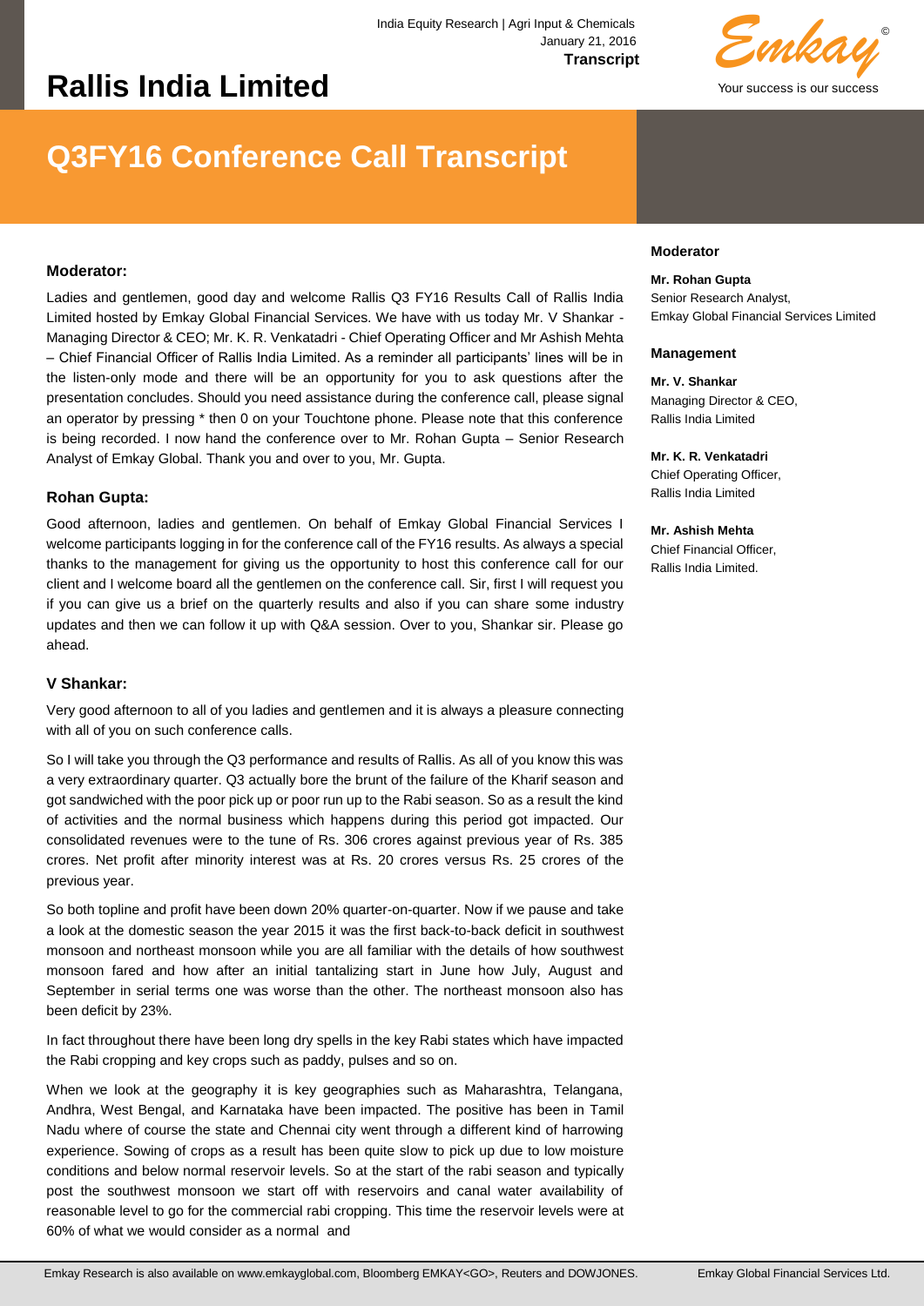India Equity Research | Agri Input & Chemicals
January 21, 2016
**Transcript**

# Rallis India Limited

## Q3FY16 Conference Call Transcript

**Moderator**

**Mr. Rohan Gupta**
Senior Research Analyst,
Emkay Global Financial Services Limited

**Management**

**Mr. V. Shankar**
Managing Director & CEO,
Rallis India Limited

**Mr. K. R. Venkatadri**
Chief Operating Officer,
Rallis India Limited

**Mr. Ashish Mehta**
Chief Financial Officer,
Rallis India Limited.

### Moderator:

Ladies and gentlemen, good day and welcome Rallis Q3 FY16 Results Call of Rallis India Limited hosted by Emkay Global Financial Services. We have with us today Mr. V Shankar - Managing Director & CEO; Mr. K. R. Venkatadri - Chief Operating Officer and Mr Ashish Mehta – Chief Financial Officer of Rallis India Limited. As a reminder all participants' lines will be in the listen-only mode and there will be an opportunity for you to ask questions after the presentation concludes. Should you need assistance during the conference call, please signal an operator by pressing * then 0 on your Touchtone phone. Please note that this conference is being recorded. I now hand the conference over to Mr. Rohan Gupta – Senior Research Analyst of Emkay Global. Thank you and over to you, Mr. Gupta.

### Rohan Gupta:

Good afternoon, ladies and gentlemen. On behalf of Emkay Global Financial Services I welcome participants logging in for the conference call of the FY16 results. As always a special thanks to the management for giving us the opportunity to host this conference call for our client and I welcome board all the gentlemen on the conference call. Sir, first I will request you if you can give us a brief on the quarterly results and also if you can share some industry updates and then we can follow it up with Q&A session. Over to you, Shankar sir. Please go ahead.

### V Shankar:

Very good afternoon to all of you ladies and gentlemen and it is always a pleasure connecting with all of you on such conference calls.

So I will take you through the Q3 performance and results of Rallis. As all of you know this was a very extraordinary quarter. Q3 actually bore the brunt of the failure of the Kharif season and got sandwiched with the poor pick up or poor run up to the Rabi season. So as a result the kind of activities and the normal business which happens during this period got impacted. Our consolidated revenues were to the tune of Rs. 306 crores against previous year of Rs. 385 crores. Net profit after minority interest was at Rs. 20 crores versus Rs. 25 crores of the previous year.

So both topline and profit have been down 20% quarter-on-quarter. Now if we pause and take a look at the domestic season the year 2015 it was the first back-to-back deficit in southwest monsoon and northeast monsoon while you are all familiar with the details of how southwest monsoon fared and how after an initial tantalizing start in June how July, August and September in serial terms one was worse than the other. The northeast monsoon also has been deficit by 23%.

In fact throughout there have been long dry spells in the key Rabi states which have impacted the Rabi cropping and key crops such as paddy, pulses and so on.

When we look at the geography it is key geographies such as Maharashtra, Telangana, Andhra, West Bengal, and Karnataka have been impacted. The positive has been in Tamil Nadu where of course the state and Chennai city went through a different kind of harrowing experience. Sowing of crops as a result has been quite slow to pick up due to low moisture conditions and below normal reservoir levels. So at the start of the rabi season and typically post the southwest monsoon we start off with reservoirs and canal water availability of reasonable level to go for the commercial rabi cropping. This time the reservoir levels were at 60% of what we would consider as a normal and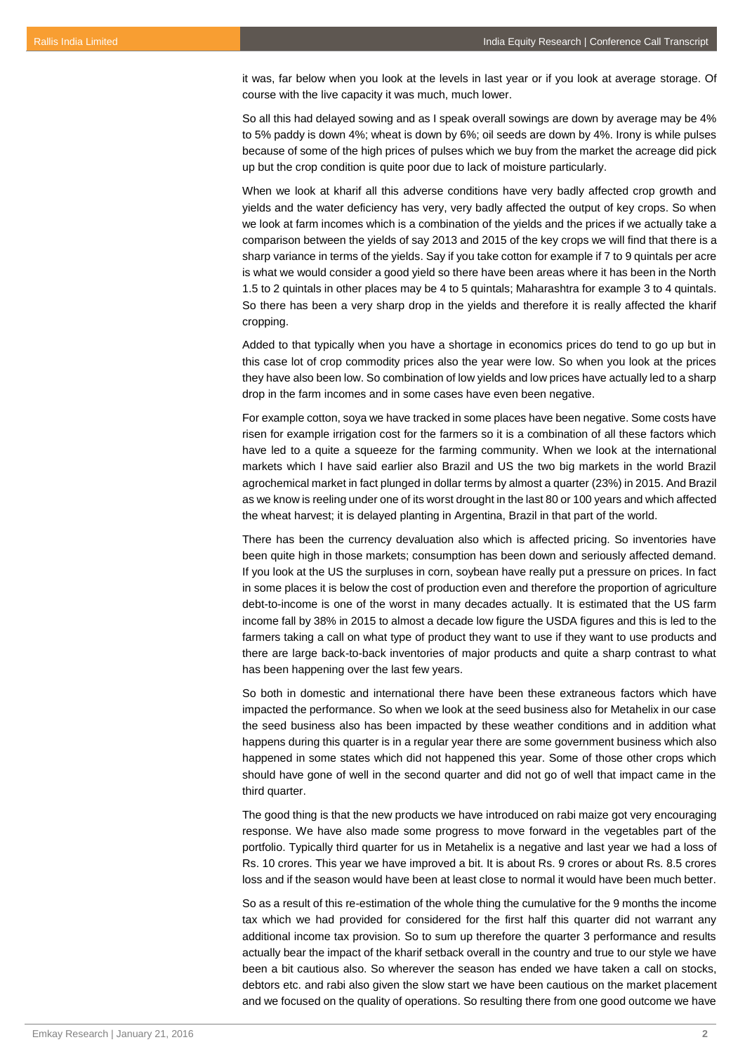it was, far below when you look at the levels in last year or if you look at average storage. Of course with the live capacity it was much, much lower.

So all this had delayed sowing and as I speak overall sowings are down by average may be 4% to 5% paddy is down 4%; wheat is down by 6%; oil seeds are down by 4%. Irony is while pulses because of some of the high prices of pulses which we buy from the market the acreage did pick up but the crop condition is quite poor due to lack of moisture particularly.

When we look at kharif all this adverse conditions have very badly affected crop growth and yields and the water deficiency has very, very badly affected the output of key crops. So when we look at farm incomes which is a combination of the yields and the prices if we actually take a comparison between the yields of say 2013 and 2015 of the key crops we will find that there is a sharp variance in terms of the yields. Say if you take cotton for example if 7 to 9 quintals per acre is what we would consider a good yield so there have been areas where it has been in the North 1.5 to 2 quintals in other places may be 4 to 5 quintals; Maharashtra for example 3 to 4 quintals. So there has been a very sharp drop in the yields and therefore it is really affected the kharif cropping.

Added to that typically when you have a shortage in economics prices do tend to go up but in this case lot of crop commodity prices also the year were low. So when you look at the prices they have also been low. So combination of low yields and low prices have actually led to a sharp drop in the farm incomes and in some cases have even been negative.

For example cotton, soya we have tracked in some places have been negative. Some costs have risen for example irrigation cost for the farmers so it is a combination of all these factors which have led to a quite a squeeze for the farming community. When we look at the international markets which I have said earlier also Brazil and US the two big markets in the world Brazil agrochemical market in fact plunged in dollar terms by almost a quarter (23%) in 2015. And Brazil as we know is reeling under one of its worst drought in the last 80 or 100 years and which affected the wheat harvest; it is delayed planting in Argentina, Brazil in that part of the world.

There has been the currency devaluation also which is affected pricing. So inventories have been quite high in those markets; consumption has been down and seriously affected demand. If you look at the US the surpluses in corn, soybean have really put a pressure on prices. In fact in some places it is below the cost of production even and therefore the proportion of agriculture debt-to-income is one of the worst in many decades actually. It is estimated that the US farm income fall by 38% in 2015 to almost a decade low figure the USDA figures and this is led to the farmers taking a call on what type of product they want to use if they want to use products and there are large back-to-back inventories of major products and quite a sharp contrast to what has been happening over the last few years.

So both in domestic and international there have been these extraneous factors which have impacted the performance. So when we look at the seed business also for Metahelix in our case the seed business also has been impacted by these weather conditions and in addition what happens during this quarter is in a regular year there are some government business which also happened in some states which did not happened this year. Some of those other crops which should have gone of well in the second quarter and did not go of well that impact came in the third quarter.

The good thing is that the new products we have introduced on rabi maize got very encouraging response. We have also made some progress to move forward in the vegetables part of the portfolio. Typically third quarter for us in Metahelix is a negative and last year we had a loss of Rs. 10 crores. This year we have improved a bit. It is about Rs. 9 crores or about Rs. 8.5 crores loss and if the season would have been at least close to normal it would have been much better.

So as a result of this re-estimation of the whole thing the cumulative for the 9 months the income tax which we had provided for considered for the first half this quarter did not warrant any additional income tax provision. So to sum up therefore the quarter 3 performance and results actually bear the impact of the kharif setback overall in the country and true to our style we have been a bit cautious also. So wherever the season has ended we have taken a call on stocks, debtors etc. and rabi also given the slow start we have been cautious on the market placement and we focused on the quality of operations. So resulting there from one good outcome we have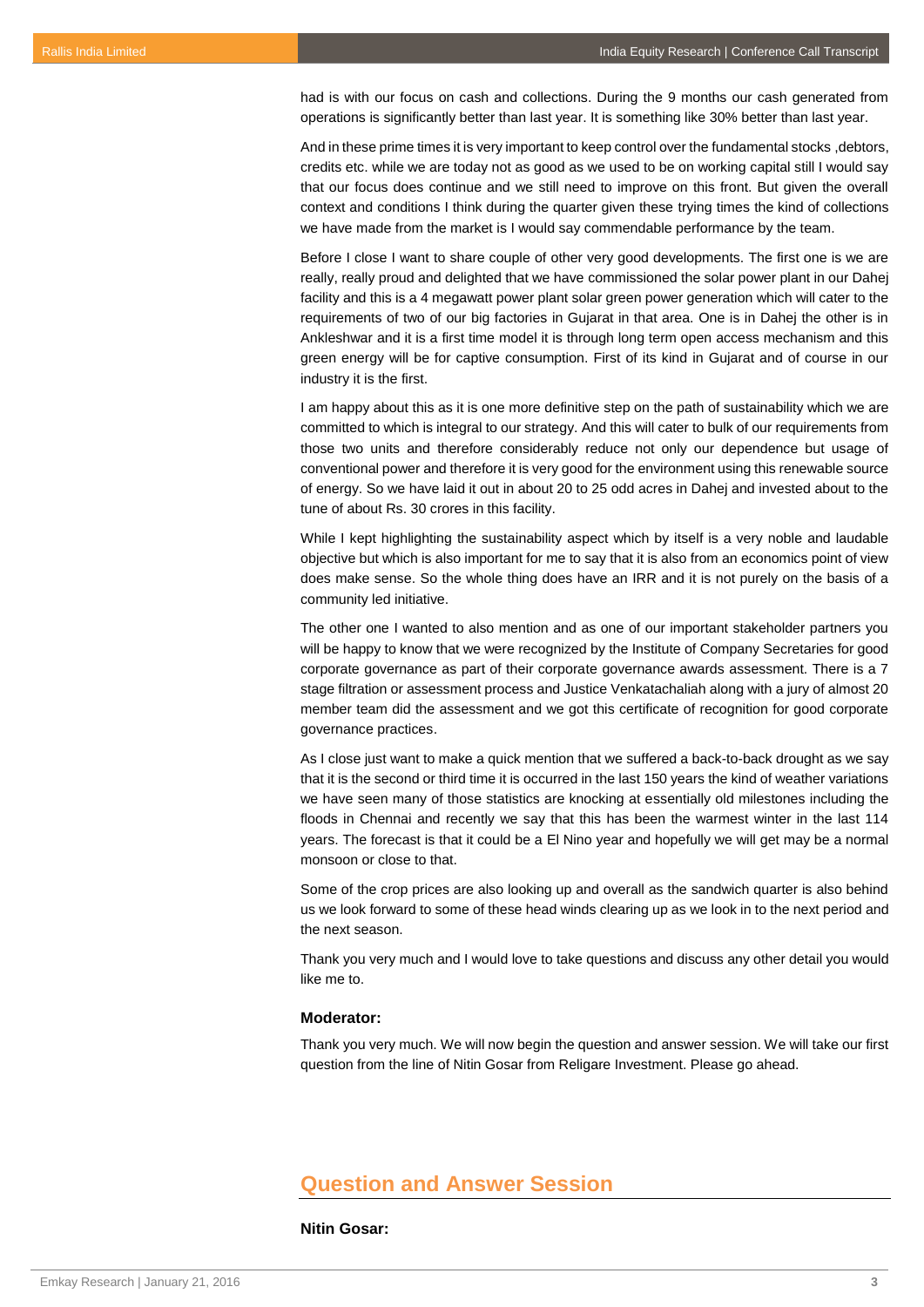had is with our focus on cash and collections. During the 9 months our cash generated from operations is significantly better than last year. It is something like 30% better than last year.

And in these prime times it is very important to keep control over the fundamental stocks ,debtors, credits etc. while we are today not as good as we used to be on working capital still I would say that our focus does continue and we still need to improve on this front. But given the overall context and conditions I think during the quarter given these trying times the kind of collections we have made from the market is I would say commendable performance by the team.

Before I close I want to share couple of other very good developments. The first one is we are really, really proud and delighted that we have commissioned the solar power plant in our Dahej facility and this is a 4 megawatt power plant solar green power generation which will cater to the requirements of two of our big factories in Gujarat in that area. One is in Dahej the other is in Ankleshwar and it is a first time model it is through long term open access mechanism and this green energy will be for captive consumption. First of its kind in Gujarat and of course in our industry it is the first.

I am happy about this as it is one more definitive step on the path of sustainability which we are committed to which is integral to our strategy. And this will cater to bulk of our requirements from those two units and therefore considerably reduce not only our dependence but usage of conventional power and therefore it is very good for the environment using this renewable source of energy. So we have laid it out in about 20 to 25 odd acres in Dahej and invested about to the tune of about Rs. 30 crores in this facility.

While I kept highlighting the sustainability aspect which by itself is a very noble and laudable objective but which is also important for me to say that it is also from an economics point of view does make sense. So the whole thing does have an IRR and it is not purely on the basis of a community led initiative.

The other one I wanted to also mention and as one of our important stakeholder partners you will be happy to know that we were recognized by the Institute of Company Secretaries for good corporate governance as part of their corporate governance awards assessment. There is a 7 stage filtration or assessment process and Justice Venkatachaliah along with a jury of almost 20 member team did the assessment and we got this certificate of recognition for good corporate governance practices.

As I close just want to make a quick mention that we suffered a back-to-back drought as we say that it is the second or third time it is occurred in the last 150 years the kind of weather variations we have seen many of those statistics are knocking at essentially old milestones including the floods in Chennai and recently we say that this has been the warmest winter in the last 114 years. The forecast is that it could be a El Nino year and hopefully we will get may be a normal monsoon or close to that.

Some of the crop prices are also looking up and overall as the sandwich quarter is also behind us we look forward to some of these head winds clearing up as we look in to the next period and the next season.

Thank you very much and I would love to take questions and discuss any other detail you would like me to.

**Moderator:**

Thank you very much. We will now begin the question and answer session. We will take our first question from the line of Nitin Gosar from Religare Investment. Please go ahead.

## Question and Answer Session

**Nitin Gosar:**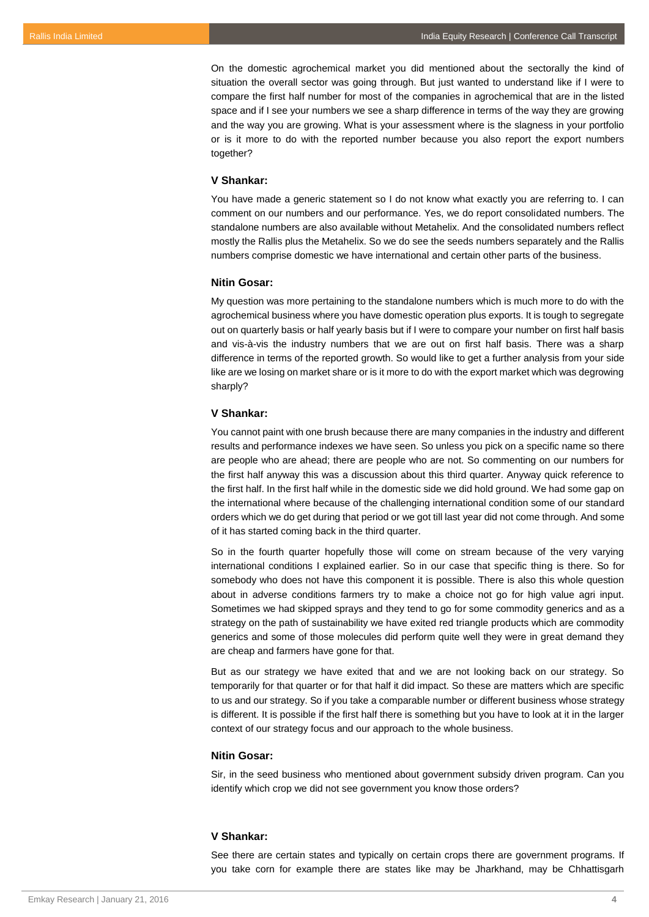On the domestic agrochemical market you did mentioned about the sectorally the kind of situation the overall sector was going through. But just wanted to understand like if I were to compare the first half number for most of the companies in agrochemical that are in the listed space and if I see your numbers we see a sharp difference in terms of the way they are growing and the way you are growing. What is your assessment where is the slagness in your portfolio or is it more to do with the reported number because you also report the export numbers together?

**V Shankar:**

You have made a generic statement so I do not know what exactly you are referring to. I can comment on our numbers and our performance. Yes, we do report consolidated numbers. The standalone numbers are also available without Metahelix. And the consolidated numbers reflect mostly the Rallis plus the Metahelix. So we do see the seeds numbers separately and the Rallis numbers comprise domestic we have international and certain other parts of the business.

**Nitin Gosar:**

My question was more pertaining to the standalone numbers which is much more to do with the agrochemical business where you have domestic operation plus exports. It is tough to segregate out on quarterly basis or half yearly basis but if I were to compare your number on first half basis and vis-à-vis the industry numbers that we are out on first half basis. There was a sharp difference in terms of the reported growth. So would like to get a further analysis from your side like are we losing on market share or is it more to do with the export market which was degrowing sharply?

**V Shankar:**

You cannot paint with one brush because there are many companies in the industry and different results and performance indexes we have seen. So unless you pick on a specific name so there are people who are ahead; there are people who are not. So commenting on our numbers for the first half anyway this was a discussion about this third quarter. Anyway quick reference to the first half. In the first half while in the domestic side we did hold ground. We had some gap on the international where because of the challenging international condition some of our standard orders which we do get during that period or we got till last year did not come through. And some of it has started coming back in the third quarter.

So in the fourth quarter hopefully those will come on stream because of the very varying international conditions I explained earlier. So in our case that specific thing is there. So for somebody who does not have this component it is possible. There is also this whole question about in adverse conditions farmers try to make a choice not go for high value agri input. Sometimes we had skipped sprays and they tend to go for some commodity generics and as a strategy on the path of sustainability we have exited red triangle products which are commodity generics and some of those molecules did perform quite well they were in great demand they are cheap and farmers have gone for that.

But as our strategy we have exited that and we are not looking back on our strategy. So temporarily for that quarter or for that half it did impact. So these are matters which are specific to us and our strategy. So if you take a comparable number or different business whose strategy is different. It is possible if the first half there is something but you have to look at it in the larger context of our strategy focus and our approach to the whole business.

**Nitin Gosar:**

Sir, in the seed business who mentioned about government subsidy driven program. Can you identify which crop we did not see government you know those orders?

**V Shankar:**

See there are certain states and typically on certain crops there are government programs. If you take corn for example there are states like may be Jharkhand, may be Chhattisgarh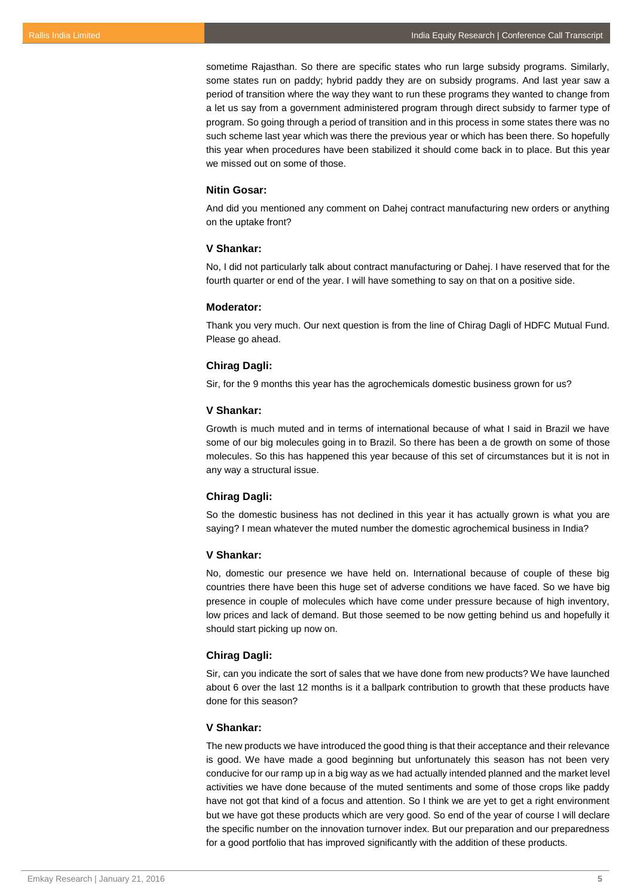sometime Rajasthan. So there are specific states who run large subsidy programs. Similarly, some states run on paddy; hybrid paddy they are on subsidy programs. And last year saw a period of transition where the way they want to run these programs they wanted to change from a let us say from a government administered program through direct subsidy to farmer type of program. So going through a period of transition and in this process in some states there was no such scheme last year which was there the previous year or which has been there. So hopefully this year when procedures have been stabilized it should come back in to place. But this year we missed out on some of those.

**Nitin Gosar:**

And did you mentioned any comment on Dahej contract manufacturing new orders or anything on the uptake front?

**V Shankar:**

No, I did not particularly talk about contract manufacturing or Dahej. I have reserved that for the fourth quarter or end of the year. I will have something to say on that on a positive side.

**Moderator:**

Thank you very much. Our next question is from the line of Chirag Dagli of HDFC Mutual Fund. Please go ahead.

**Chirag Dagli:**

Sir, for the 9 months this year has the agrochemicals domestic business grown for us?

**V Shankar:**

Growth is much muted and in terms of international because of what I said in Brazil we have some of our big molecules going in to Brazil. So there has been a de growth on some of those molecules. So this has happened this year because of this set of circumstances but it is not in any way a structural issue.

**Chirag Dagli:**

So the domestic business has not declined in this year it has actually grown is what you are saying? I mean whatever the muted number the domestic agrochemical business in India?

**V Shankar:**

No, domestic our presence we have held on. International because of couple of these big countries there have been this huge set of adverse conditions we have faced. So we have big presence in couple of molecules which have come under pressure because of high inventory, low prices and lack of demand. But those seemed to be now getting behind us and hopefully it should start picking up now on.

**Chirag Dagli:**

Sir, can you indicate the sort of sales that we have done from new products? We have launched about 6 over the last 12 months is it a ballpark contribution to growth that these products have done for this season?

**V Shankar:**

The new products we have introduced the good thing is that their acceptance and their relevance is good. We have made a good beginning but unfortunately this season has not been very conducive for our ramp up in a big way as we had actually intended planned and the market level activities we have done because of the muted sentiments and some of those crops like paddy have not got that kind of a focus and attention. So I think we are yet to get a right environment but we have got these products which are very good. So end of the year of course I will declare the specific number on the innovation turnover index. But our preparation and our preparedness for a good portfolio that has improved significantly with the addition of these products.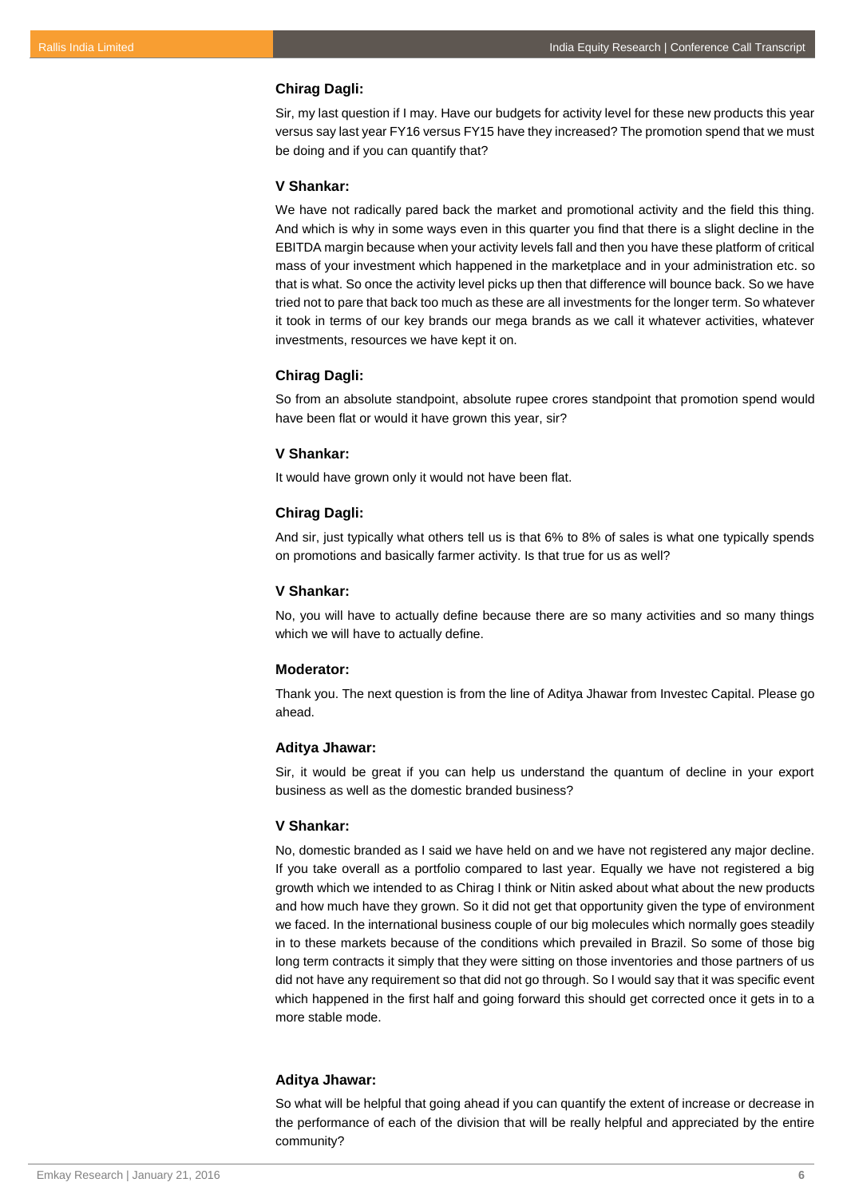**Chirag Dagli:**

Sir, my last question if I may. Have our budgets for activity level for these new products this year versus say last year FY16 versus FY15 have they increased? The promotion spend that we must be doing and if you can quantify that?

**V Shankar:**

We have not radically pared back the market and promotional activity and the field this thing. And which is why in some ways even in this quarter you find that there is a slight decline in the EBITDA margin because when your activity levels fall and then you have these platform of critical mass of your investment which happened in the marketplace and in your administration etc. so that is what. So once the activity level picks up then that difference will bounce back. So we have tried not to pare that back too much as these are all investments for the longer term. So whatever it took in terms of our key brands our mega brands as we call it whatever activities, whatever investments, resources we have kept it on.

**Chirag Dagli:**

So from an absolute standpoint, absolute rupee crores standpoint that promotion spend would have been flat or would it have grown this year, sir?

**V Shankar:**

It would have grown only it would not have been flat.

**Chirag Dagli:**

And sir, just typically what others tell us is that 6% to 8% of sales is what one typically spends on promotions and basically farmer activity. Is that true for us as well?

**V Shankar:**

No, you will have to actually define because there are so many activities and so many things which we will have to actually define.

**Moderator:**

Thank you. The next question is from the line of Aditya Jhawar from Investec Capital. Please go ahead.

**Aditya Jhawar:**

Sir, it would be great if you can help us understand the quantum of decline in your export business as well as the domestic branded business?

**V Shankar:**

No, domestic branded as I said we have held on and we have not registered any major decline. If you take overall as a portfolio compared to last year. Equally we have not registered a big growth which we intended to as Chirag I think or Nitin asked about what about the new products and how much have they grown. So it did not get that opportunity given the type of environment we faced. In the international business couple of our big molecules which normally goes steadily in to these markets because of the conditions which prevailed in Brazil. So some of those big long term contracts it simply that they were sitting on those inventories and those partners of us did not have any requirement so that did not go through. So I would say that it was specific event which happened in the first half and going forward this should get corrected once it gets in to a more stable mode.

**Aditya Jhawar:**

So what will be helpful that going ahead if you can quantify the extent of increase or decrease in the performance of each of the division that will be really helpful and appreciated by the entire community?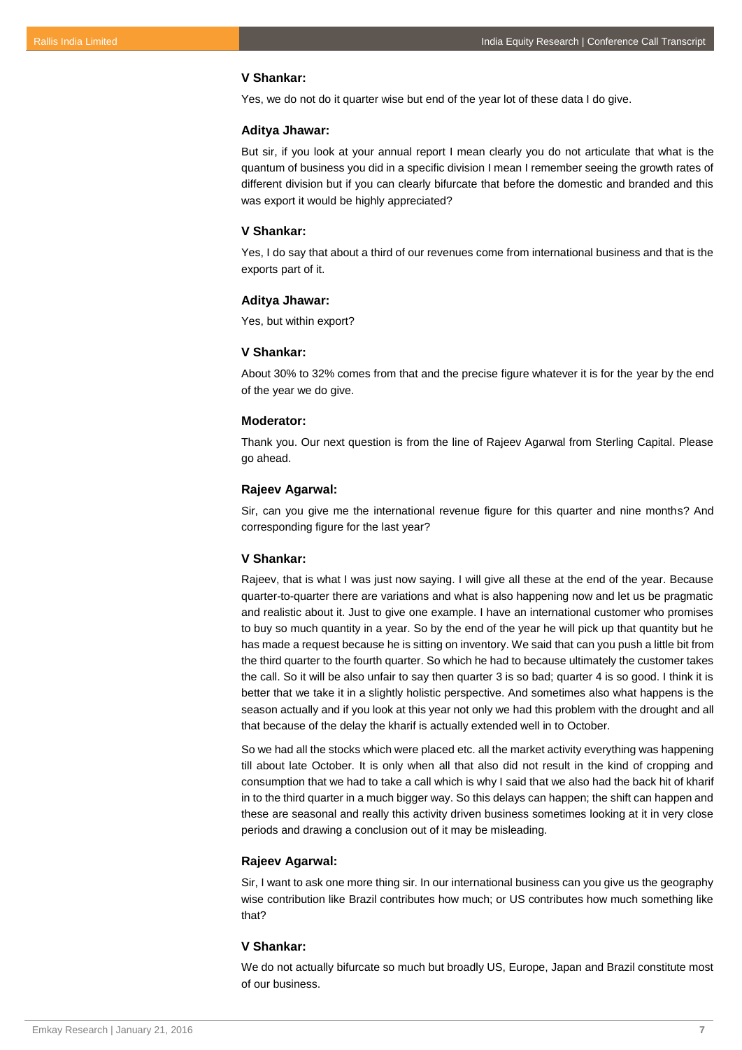**V Shankar:**

Yes, we do not do it quarter wise but end of the year lot of these data I do give.

**Aditya Jhawar:**

But sir, if you look at your annual report I mean clearly you do not articulate that what is the quantum of business you did in a specific division I mean I remember seeing the growth rates of different division but if you can clearly bifurcate that before the domestic and branded and this was export it would be highly appreciated?

**V Shankar:**

Yes, I do say that about a third of our revenues come from international business and that is the exports part of it.

**Aditya Jhawar:**

Yes, but within export?

**V Shankar:**

About 30% to 32% comes from that and the precise figure whatever it is for the year by the end of the year we do give.

**Moderator:**

Thank you. Our next question is from the line of Rajeev Agarwal from Sterling Capital. Please go ahead.

**Rajeev Agarwal:**

Sir, can you give me the international revenue figure for this quarter and nine months? And corresponding figure for the last year?

**V Shankar:**

Rajeev, that is what I was just now saying. I will give all these at the end of the year. Because quarter-to-quarter there are variations and what is also happening now and let us be pragmatic and realistic about it. Just to give one example. I have an international customer who promises to buy so much quantity in a year. So by the end of the year he will pick up that quantity but he has made a request because he is sitting on inventory. We said that can you push a little bit from the third quarter to the fourth quarter. So which he had to because ultimately the customer takes the call. So it will be also unfair to say then quarter 3 is so bad; quarter 4 is so good. I think it is better that we take it in a slightly holistic perspective. And sometimes also what happens is the season actually and if you look at this year not only we had this problem with the drought and all that because of the delay the kharif is actually extended well in to October.

So we had all the stocks which were placed etc. all the market activity everything was happening till about late October. It is only when all that also did not result in the kind of cropping and consumption that we had to take a call which is why I said that we also had the back hit of kharif in to the third quarter in a much bigger way. So this delays can happen; the shift can happen and these are seasonal and really this activity driven business sometimes looking at it in very close periods and drawing a conclusion out of it may be misleading.

**Rajeev Agarwal:**

Sir, I want to ask one more thing sir. In our international business can you give us the geography wise contribution like Brazil contributes how much; or US contributes how much something like that?

**V Shankar:**

We do not actually bifurcate so much but broadly US, Europe, Japan and Brazil constitute most of our business.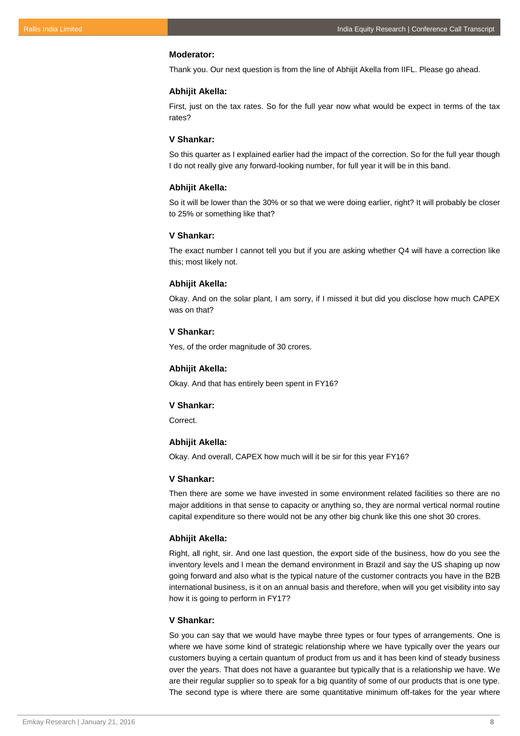**Moderator:**

Thank you. Our next question is from the line of Abhijit Akella from IIFL. Please go ahead.

**Abhijit Akella:**

First, just on the tax rates. So for the full year now what would be expect in terms of the tax rates?

**V Shankar:**

So this quarter as I explained earlier had the impact of the correction. So for the full year though I do not really give any forward-looking number, for full year it will be in this band.

**Abhijit Akella:**

So it will be lower than the 30% or so that we were doing earlier, right? It will probably be closer to 25% or something like that?

**V Shankar:**

The exact number I cannot tell you but if you are asking whether Q4 will have a correction like this; most likely not.

**Abhijit Akella:**

Okay. And on the solar plant, I am sorry, if I missed it but did you disclose how much CAPEX was on that?

**V Shankar:**

Yes, of the order magnitude of 30 crores.

**Abhijit Akella:**

Okay. And that has entirely been spent in FY16?

**V Shankar:**

Correct.

**Abhijit Akella:**

Okay. And overall, CAPEX how much will it be sir for this year FY16?

**V Shankar:**

Then there are some we have invested in some environment related facilities so there are no major additions in that sense to capacity or anything so, they are normal vertical normal routine capital expenditure so there would not be any other big chunk like this one shot 30 crores.

**Abhijit Akella:**

Right, all right, sir. And one last question, the export side of the business, how do you see the inventory levels and I mean the demand environment in Brazil and say the US shaping up now going forward and also what is the typical nature of the customer contracts you have in the B2B international business, is it on an annual basis and therefore, when will you get visibility into say how it is going to perform in FY17?

**V Shankar:**

So you can say that we would have maybe three types or four types of arrangements. One is where we have some kind of strategic relationship where we have typically over the years our customers buying a certain quantum of product from us and it has been kind of steady business over the years. That does not have a guarantee but typically that is a relationship we have. We are their regular supplier so to speak for a big quantity of some of our products that is one type. The second type is where there are some quantitative minimum off-takes for the year where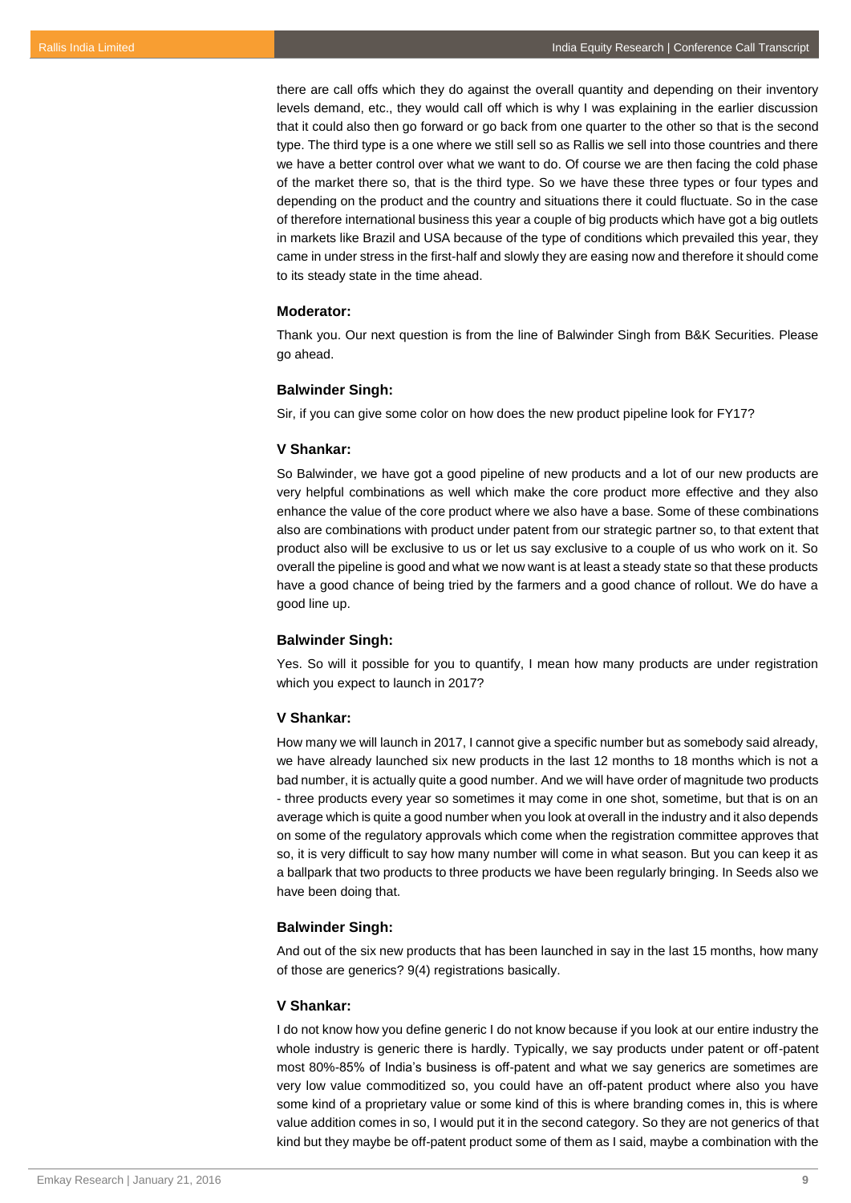there are call offs which they do against the overall quantity and depending on their inventory levels demand, etc., they would call off which is why I was explaining in the earlier discussion that it could also then go forward or go back from one quarter to the other so that is the second type. The third type is a one where we still sell so as Rallis we sell into those countries and there we have a better control over what we want to do. Of course we are then facing the cold phase of the market there so, that is the third type. So we have these three types or four types and depending on the product and the country and situations there it could fluctuate. So in the case of therefore international business this year a couple of big products which have got a big outlets in markets like Brazil and USA because of the type of conditions which prevailed this year, they came in under stress in the first-half and slowly they are easing now and therefore it should come to its steady state in the time ahead.

**Moderator:**

Thank you. Our next question is from the line of Balwinder Singh from B&K Securities. Please go ahead.

**Balwinder Singh:**

Sir, if you can give some color on how does the new product pipeline look for FY17?

**V Shankar:**

So Balwinder, we have got a good pipeline of new products and a lot of our new products are very helpful combinations as well which make the core product more effective and they also enhance the value of the core product where we also have a base. Some of these combinations also are combinations with product under patent from our strategic partner so, to that extent that product also will be exclusive to us or let us say exclusive to a couple of us who work on it. So overall the pipeline is good and what we now want is at least a steady state so that these products have a good chance of being tried by the farmers and a good chance of rollout. We do have a good line up.

**Balwinder Singh:**

Yes. So will it possible for you to quantify, I mean how many products are under registration which you expect to launch in 2017?

**V Shankar:**

How many we will launch in 2017, I cannot give a specific number but as somebody said already, we have already launched six new products in the last 12 months to 18 months which is not a bad number, it is actually quite a good number. And we will have order of magnitude two products - three products every year so sometimes it may come in one shot, sometime, but that is on an average which is quite a good number when you look at overall in the industry and it also depends on some of the regulatory approvals which come when the registration committee approves that so, it is very difficult to say how many number will come in what season. But you can keep it as a ballpark that two products to three products we have been regularly bringing. In Seeds also we have been doing that.

**Balwinder Singh:**

And out of the six new products that has been launched in say in the last 15 months, how many of those are generics? 9(4) registrations basically.

**V Shankar:**

I do not know how you define generic I do not know because if you look at our entire industry the whole industry is generic there is hardly. Typically, we say products under patent or off-patent most 80%-85% of India's business is off-patent and what we say generics are sometimes are very low value commoditized so, you could have an off-patent product where also you have some kind of a proprietary value or some kind of this is where branding comes in, this is where value addition comes in so, I would put it in the second category. So they are not generics of that kind but they maybe be off-patent product some of them as I said, maybe a combination with the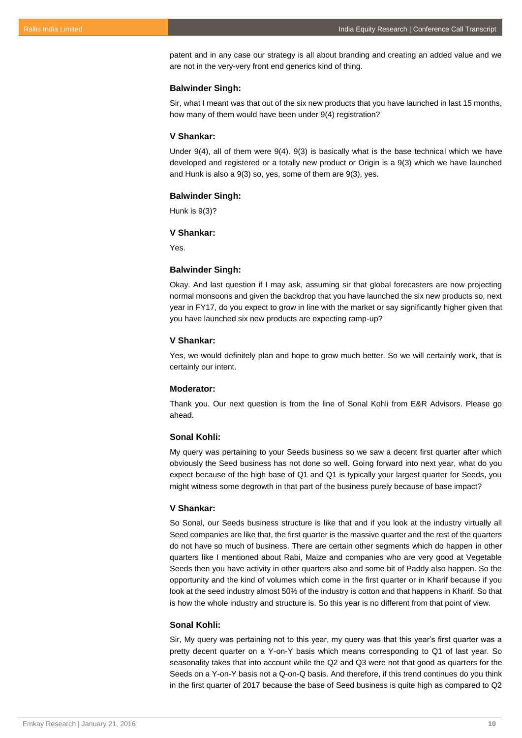patent and in any case our strategy is all about branding and creating an added value and we are not in the very-very front end generics kind of thing.

**Balwinder Singh:**

Sir, what I meant was that out of the six new products that you have launched in last 15 months, how many of them would have been under 9(4) registration?

**V Shankar:**

Under 9(4), all of them were 9(4). 9(3) is basically what is the base technical which we have developed and registered or a totally new product or Origin is a 9(3) which we have launched and Hunk is also a 9(3) so, yes, some of them are 9(3), yes.

**Balwinder Singh:**

Hunk is 9(3)?

**V Shankar:**

Yes.

**Balwinder Singh:**

Okay. And last question if I may ask, assuming sir that global forecasters are now projecting normal monsoons and given the backdrop that you have launched the six new products so, next year in FY17, do you expect to grow in line with the market or say significantly higher given that you have launched six new products are expecting ramp-up?

**V Shankar:**

Yes, we would definitely plan and hope to grow much better. So we will certainly work, that is certainly our intent.

**Moderator:**

Thank you. Our next question is from the line of Sonal Kohli from E&R Advisors. Please go ahead.

**Sonal Kohli:**

My query was pertaining to your Seeds business so we saw a decent first quarter after which obviously the Seed business has not done so well. Going forward into next year, what do you expect because of the high base of Q1 and Q1 is typically your largest quarter for Seeds, you might witness some degrowth in that part of the business purely because of base impact?

**V Shankar:**

So Sonal, our Seeds business structure is like that and if you look at the industry virtually all Seed companies are like that, the first quarter is the massive quarter and the rest of the quarters do not have so much of business. There are certain other segments which do happen in other quarters like I mentioned about Rabi, Maize and companies who are very good at Vegetable Seeds then you have activity in other quarters also and some bit of Paddy also happen. So the opportunity and the kind of volumes which come in the first quarter or in Kharif because if you look at the seed industry almost 50% of the industry is cotton and that happens in Kharif. So that is how the whole industry and structure is. So this year is no different from that point of view.

**Sonal Kohli:**

Sir, My query was pertaining not to this year, my query was that this year's first quarter was a pretty decent quarter on a Y-on-Y basis which means corresponding to Q1 of last year. So seasonality takes that into account while the Q2 and Q3 were not that good as quarters for the Seeds on a Y-on-Y basis not a Q-on-Q basis. And therefore, if this trend continues do you think in the first quarter of 2017 because the base of Seed business is quite high as compared to Q2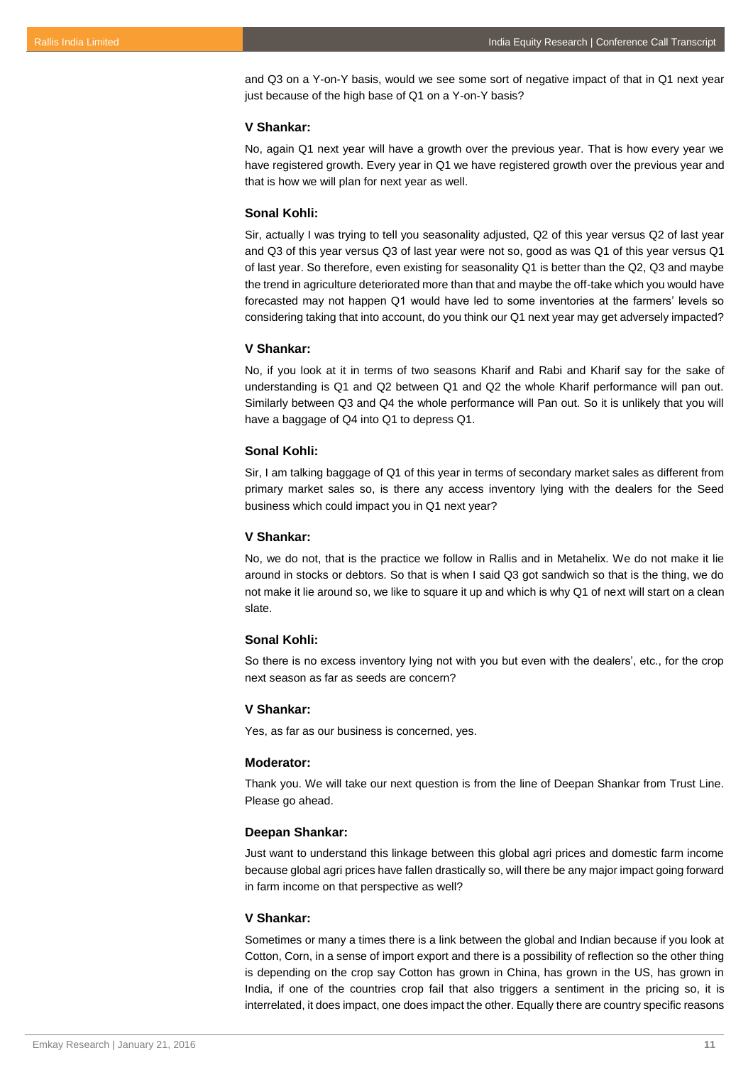and Q3 on a Y-on-Y basis, would we see some sort of negative impact of that in Q1 next year just because of the high base of Q1 on a Y-on-Y basis?

**V Shankar:**

No, again Q1 next year will have a growth over the previous year. That is how every year we have registered growth. Every year in Q1 we have registered growth over the previous year and that is how we will plan for next year as well.

**Sonal Kohli:**

Sir, actually I was trying to tell you seasonality adjusted, Q2 of this year versus Q2 of last year and Q3 of this year versus Q3 of last year were not so, good as was Q1 of this year versus Q1 of last year. So therefore, even existing for seasonality Q1 is better than the Q2, Q3 and maybe the trend in agriculture deteriorated more than that and maybe the off-take which you would have forecasted may not happen Q1 would have led to some inventories at the farmers' levels so considering taking that into account, do you think our Q1 next year may get adversely impacted?

**V Shankar:**

No, if you look at it in terms of two seasons Kharif and Rabi and Kharif say for the sake of understanding is Q1 and Q2 between Q1 and Q2 the whole Kharif performance will pan out. Similarly between Q3 and Q4 the whole performance will Pan out. So it is unlikely that you will have a baggage of Q4 into Q1 to depress Q1.

**Sonal Kohli:**

Sir, I am talking baggage of Q1 of this year in terms of secondary market sales as different from primary market sales so, is there any access inventory lying with the dealers for the Seed business which could impact you in Q1 next year?

**V Shankar:**

No, we do not, that is the practice we follow in Rallis and in Metahelix. We do not make it lie around in stocks or debtors. So that is when I said Q3 got sandwich so that is the thing, we do not make it lie around so, we like to square it up and which is why Q1 of next will start on a clean slate.

**Sonal Kohli:**

So there is no excess inventory lying not with you but even with the dealers', etc., for the crop next season as far as seeds are concern?

**V Shankar:**

Yes, as far as our business is concerned, yes.

**Moderator:**

Thank you. We will take our next question is from the line of Deepan Shankar from Trust Line. Please go ahead.

**Deepan Shankar:**

Just want to understand this linkage between this global agri prices and domestic farm income because global agri prices have fallen drastically so, will there be any major impact going forward in farm income on that perspective as well?

**V Shankar:**

Sometimes or many a times there is a link between the global and Indian because if you look at Cotton, Corn, in a sense of import export and there is a possibility of reflection so the other thing is depending on the crop say Cotton has grown in China, has grown in the US, has grown in India, if one of the countries crop fail that also triggers a sentiment in the pricing so, it is interrelated, it does impact, one does impact the other. Equally there are country specific reasons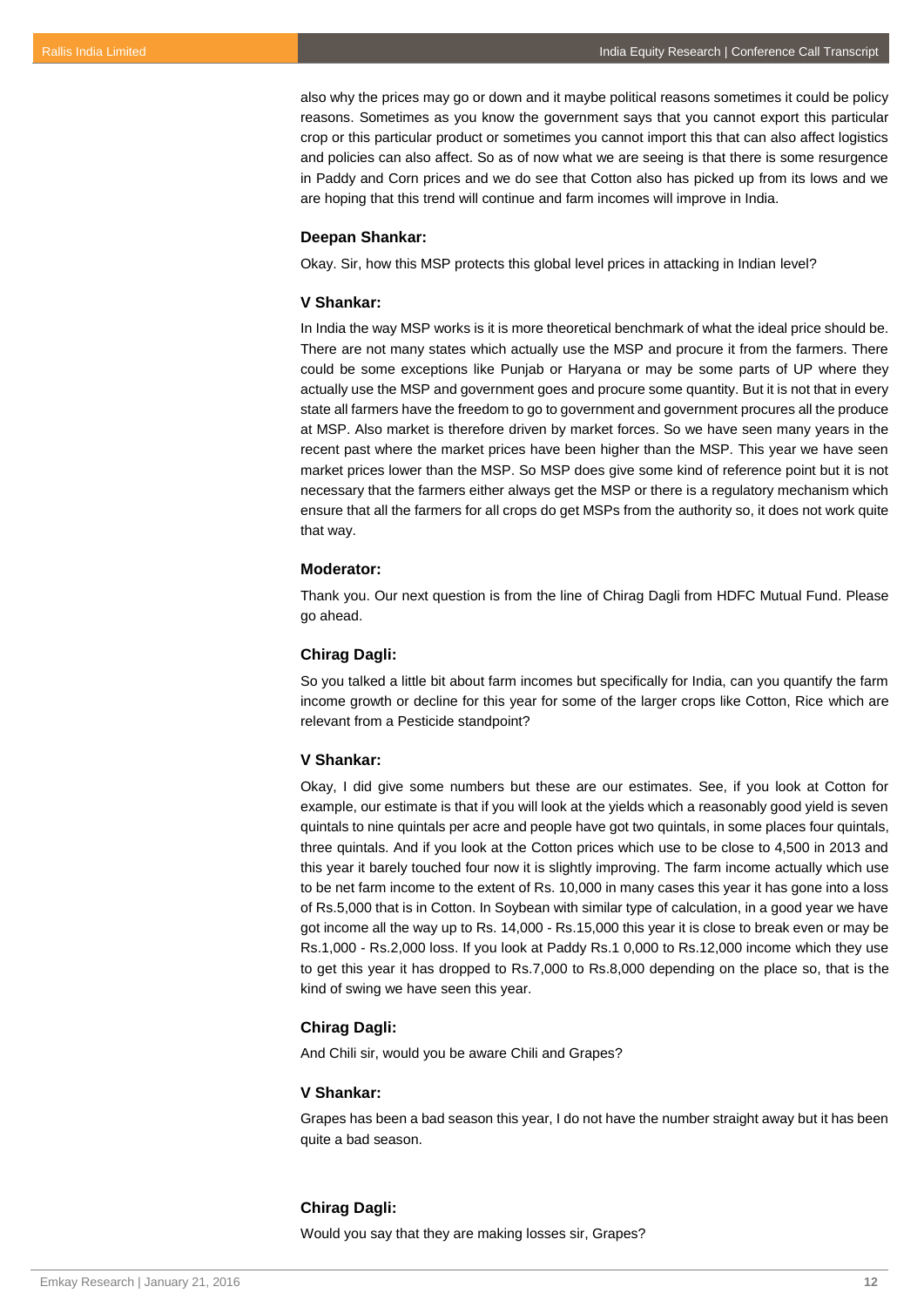also why the prices may go or down and it maybe political reasons sometimes it could be policy reasons. Sometimes as you know the government says that you cannot export this particular crop or this particular product or sometimes you cannot import this that can also affect logistics and policies can also affect. So as of now what we are seeing is that there is some resurgence in Paddy and Corn prices and we do see that Cotton also has picked up from its lows and we are hoping that this trend will continue and farm incomes will improve in India.

**Deepan Shankar:**

Okay. Sir, how this MSP protects this global level prices in attacking in Indian level?

**V Shankar:**

In India the way MSP works is it is more theoretical benchmark of what the ideal price should be. There are not many states which actually use the MSP and procure it from the farmers. There could be some exceptions like Punjab or Haryana or may be some parts of UP where they actually use the MSP and government goes and procure some quantity. But it is not that in every state all farmers have the freedom to go to government and government procures all the produce at MSP. Also market is therefore driven by market forces. So we have seen many years in the recent past where the market prices have been higher than the MSP. This year we have seen market prices lower than the MSP. So MSP does give some kind of reference point but it is not necessary that the farmers either always get the MSP or there is a regulatory mechanism which ensure that all the farmers for all crops do get MSPs from the authority so, it does not work quite that way.

**Moderator:**

Thank you. Our next question is from the line of Chirag Dagli from HDFC Mutual Fund. Please go ahead.

**Chirag Dagli:**

So you talked a little bit about farm incomes but specifically for India, can you quantify the farm income growth or decline for this year for some of the larger crops like Cotton, Rice which are relevant from a Pesticide standpoint?

**V Shankar:**

Okay, I did give some numbers but these are our estimates. See, if you look at Cotton for example, our estimate is that if you will look at the yields which a reasonably good yield is seven quintals to nine quintals per acre and people have got two quintals, in some places four quintals, three quintals. And if you look at the Cotton prices which use to be close to 4,500 in 2013 and this year it barely touched four now it is slightly improving. The farm income actually which use to be net farm income to the extent of Rs. 10,000 in many cases this year it has gone into a loss of Rs.5,000 that is in Cotton. In Soybean with similar type of calculation, in a good year we have got income all the way up to Rs. 14,000 - Rs.15,000 this year it is close to break even or may be Rs.1,000 - Rs.2,000 loss. If you look at Paddy Rs.1 0,000 to Rs.12,000 income which they use to get this year it has dropped to Rs.7,000 to Rs.8,000 depending on the place so, that is the kind of swing we have seen this year.

**Chirag Dagli:**

And Chili sir, would you be aware Chili and Grapes?

**V Shankar:**

Grapes has been a bad season this year, I do not have the number straight away but it has been quite a bad season.

**Chirag Dagli:**

Would you say that they are making losses sir, Grapes?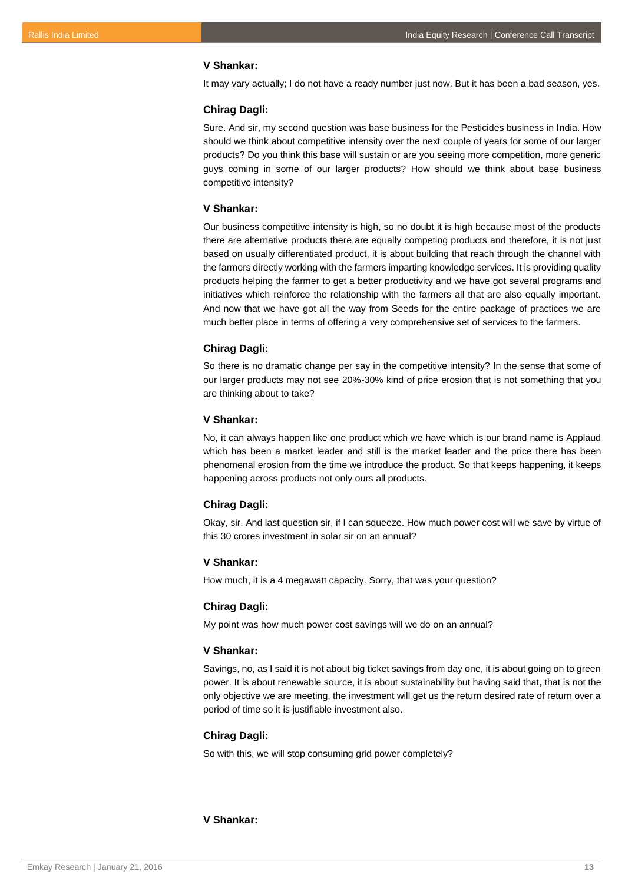**V Shankar:**

It may vary actually; I do not have a ready number just now. But it has been a bad season, yes.

**Chirag Dagli:**

Sure. And sir, my second question was base business for the Pesticides business in India. How should we think about competitive intensity over the next couple of years for some of our larger products? Do you think this base will sustain or are you seeing more competition, more generic guys coming in some of our larger products? How should we think about base business competitive intensity?

**V Shankar:**

Our business competitive intensity is high, so no doubt it is high because most of the products there are alternative products there are equally competing products and therefore, it is not just based on usually differentiated product, it is about building that reach through the channel with the farmers directly working with the farmers imparting knowledge services. It is providing quality products helping the farmer to get a better productivity and we have got several programs and initiatives which reinforce the relationship with the farmers all that are also equally important. And now that we have got all the way from Seeds for the entire package of practices we are much better place in terms of offering a very comprehensive set of services to the farmers.

**Chirag Dagli:**

So there is no dramatic change per say in the competitive intensity? In the sense that some of our larger products may not see 20%-30% kind of price erosion that is not something that you are thinking about to take?

**V Shankar:**

No, it can always happen like one product which we have which is our brand name is Applaud which has been a market leader and still is the market leader and the price there has been phenomenal erosion from the time we introduce the product. So that keeps happening, it keeps happening across products not only ours all products.

**Chirag Dagli:**

Okay, sir. And last question sir, if I can squeeze. How much power cost will we save by virtue of this 30 crores investment in solar sir on an annual?

**V Shankar:**

How much, it is a 4 megawatt capacity. Sorry, that was your question?

**Chirag Dagli:**

My point was how much power cost savings will we do on an annual?

**V Shankar:**

Savings, no, as I said it is not about big ticket savings from day one, it is about going on to green power. It is about renewable source, it is about sustainability but having said that, that is not the only objective we are meeting, the investment will get us the return desired rate of return over a period of time so it is justifiable investment also.

**Chirag Dagli:**

So with this, we will stop consuming grid power completely?

**V Shankar:**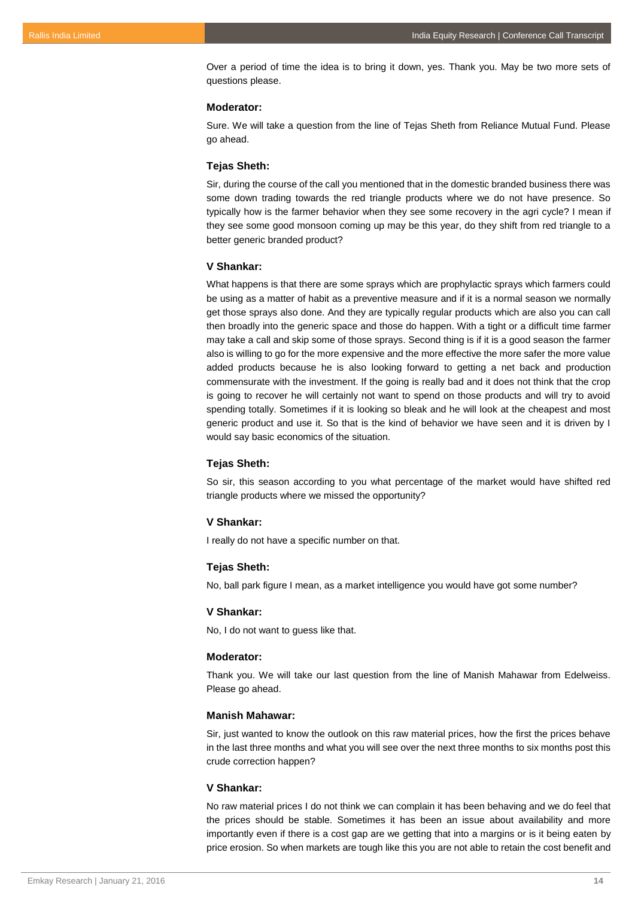Over a period of time the idea is to bring it down, yes. Thank you. May be two more sets of questions please.

**Moderator:**

Sure. We will take a question from the line of Tejas Sheth from Reliance Mutual Fund. Please go ahead.

**Tejas Sheth:**

Sir, during the course of the call you mentioned that in the domestic branded business there was some down trading towards the red triangle products where we do not have presence. So typically how is the farmer behavior when they see some recovery in the agri cycle? I mean if they see some good monsoon coming up may be this year, do they shift from red triangle to a better generic branded product?

**V Shankar:**

What happens is that there are some sprays which are prophylactic sprays which farmers could be using as a matter of habit as a preventive measure and if it is a normal season we normally get those sprays also done. And they are typically regular products which are also you can call then broadly into the generic space and those do happen. With a tight or a difficult time farmer may take a call and skip some of those sprays. Second thing is if it is a good season the farmer also is willing to go for the more expensive and the more effective the more safer the more value added products because he is also looking forward to getting a net back and production commensurate with the investment. If the going is really bad and it does not think that the crop is going to recover he will certainly not want to spend on those products and will try to avoid spending totally. Sometimes if it is looking so bleak and he will look at the cheapest and most generic product and use it. So that is the kind of behavior we have seen and it is driven by I would say basic economics of the situation.

**Tejas Sheth:**

So sir, this season according to you what percentage of the market would have shifted red triangle products where we missed the opportunity?

**V Shankar:**

I really do not have a specific number on that.

**Tejas Sheth:**

No, ball park figure I mean, as a market intelligence you would have got some number?

**V Shankar:**

No, I do not want to guess like that.

**Moderator:**

Thank you. We will take our last question from the line of Manish Mahawar from Edelweiss. Please go ahead.

**Manish Mahawar:**

Sir, just wanted to know the outlook on this raw material prices, how the first the prices behave in the last three months and what you will see over the next three months to six months post this crude correction happen?

**V Shankar:**

No raw material prices I do not think we can complain it has been behaving and we do feel that the prices should be stable. Sometimes it has been an issue about availability and more importantly even if there is a cost gap are we getting that into a margins or is it being eaten by price erosion. So when markets are tough like this you are not able to retain the cost benefit and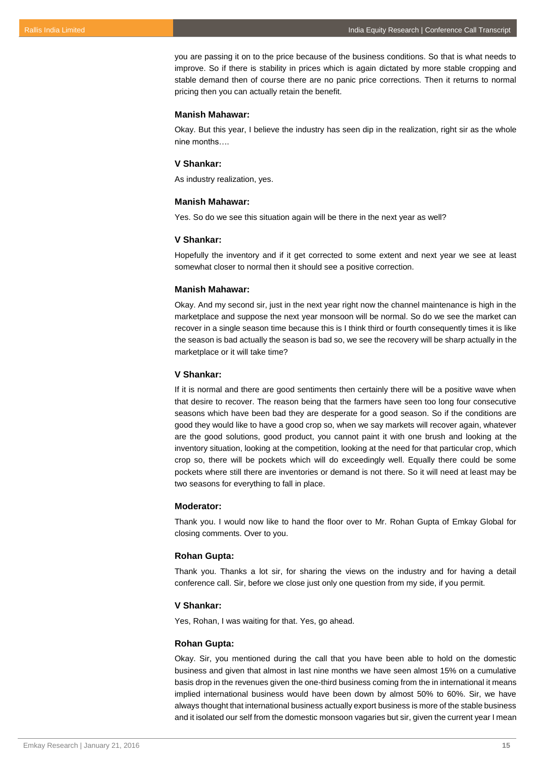you are passing it on to the price because of the business conditions. So that is what needs to improve. So if there is stability in prices which is again dictated by more stable cropping and stable demand then of course there are no panic price corrections. Then it returns to normal pricing then you can actually retain the benefit.

**Manish Mahawar:**

Okay. But this year, I believe the industry has seen dip in the realization, right sir as the whole nine months….

**V Shankar:**

As industry realization, yes.

**Manish Mahawar:**

Yes. So do we see this situation again will be there in the next year as well?

**V Shankar:**

Hopefully the inventory and if it get corrected to some extent and next year we see at least somewhat closer to normal then it should see a positive correction.

**Manish Mahawar:**

Okay. And my second sir, just in the next year right now the channel maintenance is high in the marketplace and suppose the next year monsoon will be normal. So do we see the market can recover in a single season time because this is I think third or fourth consequently times it is like the season is bad actually the season is bad so, we see the recovery will be sharp actually in the marketplace or it will take time?

**V Shankar:**

If it is normal and there are good sentiments then certainly there will be a positive wave when that desire to recover. The reason being that the farmers have seen too long four consecutive seasons which have been bad they are desperate for a good season. So if the conditions are good they would like to have a good crop so, when we say markets will recover again, whatever are the good solutions, good product, you cannot paint it with one brush and looking at the inventory situation, looking at the competition, looking at the need for that particular crop, which crop so, there will be pockets which will do exceedingly well. Equally there could be some pockets where still there are inventories or demand is not there. So it will need at least may be two seasons for everything to fall in place.

**Moderator:**

Thank you. I would now like to hand the floor over to Mr. Rohan Gupta of Emkay Global for closing comments. Over to you.

**Rohan Gupta:**

Thank you. Thanks a lot sir, for sharing the views on the industry and for having a detail conference call. Sir, before we close just only one question from my side, if you permit.

**V Shankar:**

Yes, Rohan, I was waiting for that. Yes, go ahead.

**Rohan Gupta:**

Okay. Sir, you mentioned during the call that you have been able to hold on the domestic business and given that almost in last nine months we have seen almost 15% on a cumulative basis drop in the revenues given the one-third business coming from the in international it means implied international business would have been down by almost 50% to 60%. Sir, we have always thought that international business actually export business is more of the stable business and it isolated our self from the domestic monsoon vagaries but sir, given the current year I mean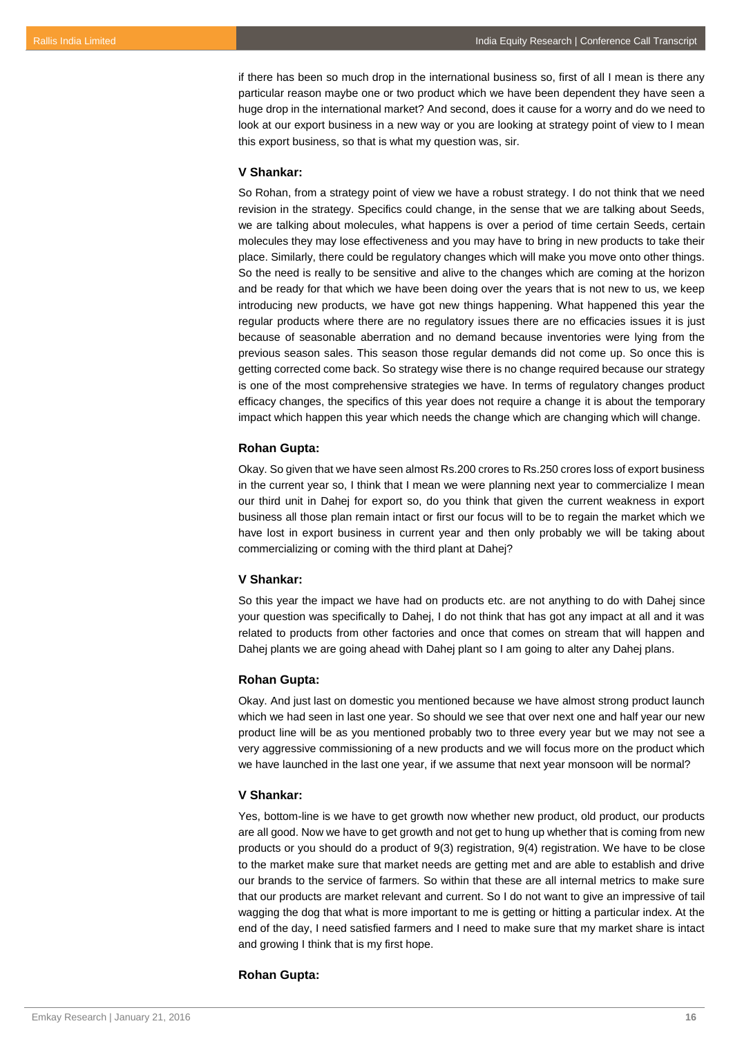if there has been so much drop in the international business so, first of all I mean is there any particular reason maybe one or two product which we have been dependent they have seen a huge drop in the international market? And second, does it cause for a worry and do we need to look at our export business in a new way or you are looking at strategy point of view to I mean this export business, so that is what my question was, sir.

**V Shankar:**

So Rohan, from a strategy point of view we have a robust strategy. I do not think that we need revision in the strategy. Specifics could change, in the sense that we are talking about Seeds, we are talking about molecules, what happens is over a period of time certain Seeds, certain molecules they may lose effectiveness and you may have to bring in new products to take their place. Similarly, there could be regulatory changes which will make you move onto other things. So the need is really to be sensitive and alive to the changes which are coming at the horizon and be ready for that which we have been doing over the years that is not new to us, we keep introducing new products, we have got new things happening. What happened this year the regular products where there are no regulatory issues there are no efficacies issues it is just because of seasonable aberration and no demand because inventories were lying from the previous season sales. This season those regular demands did not come up. So once this is getting corrected come back. So strategy wise there is no change required because our strategy is one of the most comprehensive strategies we have. In terms of regulatory changes product efficacy changes, the specifics of this year does not require a change it is about the temporary impact which happen this year which needs the change which are changing which will change.

**Rohan Gupta:**

Okay. So given that we have seen almost Rs.200 crores to Rs.250 crores loss of export business in the current year so, I think that I mean we were planning next year to commercialize I mean our third unit in Dahej for export so, do you think that given the current weakness in export business all those plan remain intact or first our focus will to be to regain the market which we have lost in export business in current year and then only probably we will be taking about commercializing or coming with the third plant at Dahej?

**V Shankar:**

So this year the impact we have had on products etc. are not anything to do with Dahej since your question was specifically to Dahej, I do not think that has got any impact at all and it was related to products from other factories and once that comes on stream that will happen and Dahej plants we are going ahead with Dahej plant so I am going to alter any Dahej plans.

**Rohan Gupta:**

Okay. And just last on domestic you mentioned because we have almost strong product launch which we had seen in last one year. So should we see that over next one and half year our new product line will be as you mentioned probably two to three every year but we may not see a very aggressive commissioning of a new products and we will focus more on the product which we have launched in the last one year, if we assume that next year monsoon will be normal?

**V Shankar:**

Yes, bottom-line is we have to get growth now whether new product, old product, our products are all good. Now we have to get growth and not get to hung up whether that is coming from new products or you should do a product of 9(3) registration, 9(4) registration. We have to be close to the market make sure that market needs are getting met and are able to establish and drive our brands to the service of farmers. So within that these are all internal metrics to make sure that our products are market relevant and current. So I do not want to give an impressive of tail wagging the dog that what is more important to me is getting or hitting a particular index. At the end of the day, I need satisfied farmers and I need to make sure that my market share is intact and growing I think that is my first hope.

**Rohan Gupta:**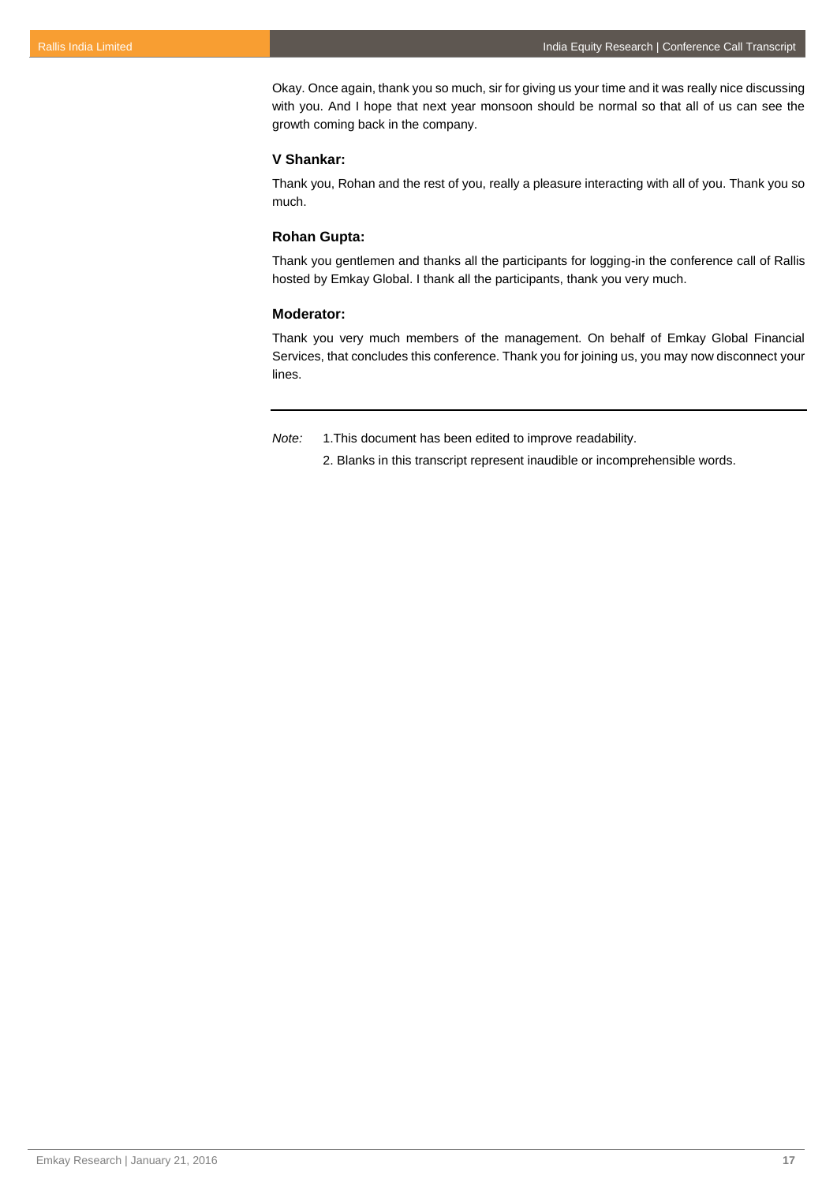Okay. Once again, thank you so much, sir for giving us your time and it was really nice discussing with you. And I hope that next year monsoon should be normal so that all of us can see the growth coming back in the company.

**V Shankar:**

Thank you, Rohan and the rest of you, really a pleasure interacting with all of you. Thank you so much.

**Rohan Gupta:**

Thank you gentlemen and thanks all the participants for logging-in the conference call of Rallis hosted by Emkay Global. I thank all the participants, thank you very much.

**Moderator:**

Thank you very much members of the management. On behalf of Emkay Global Financial Services, that concludes this conference. Thank you for joining us, you may now disconnect your lines.

---

*Note:* 1.This document has been edited to improve readability.

2. Blanks in this transcript represent inaudible or incomprehensible words.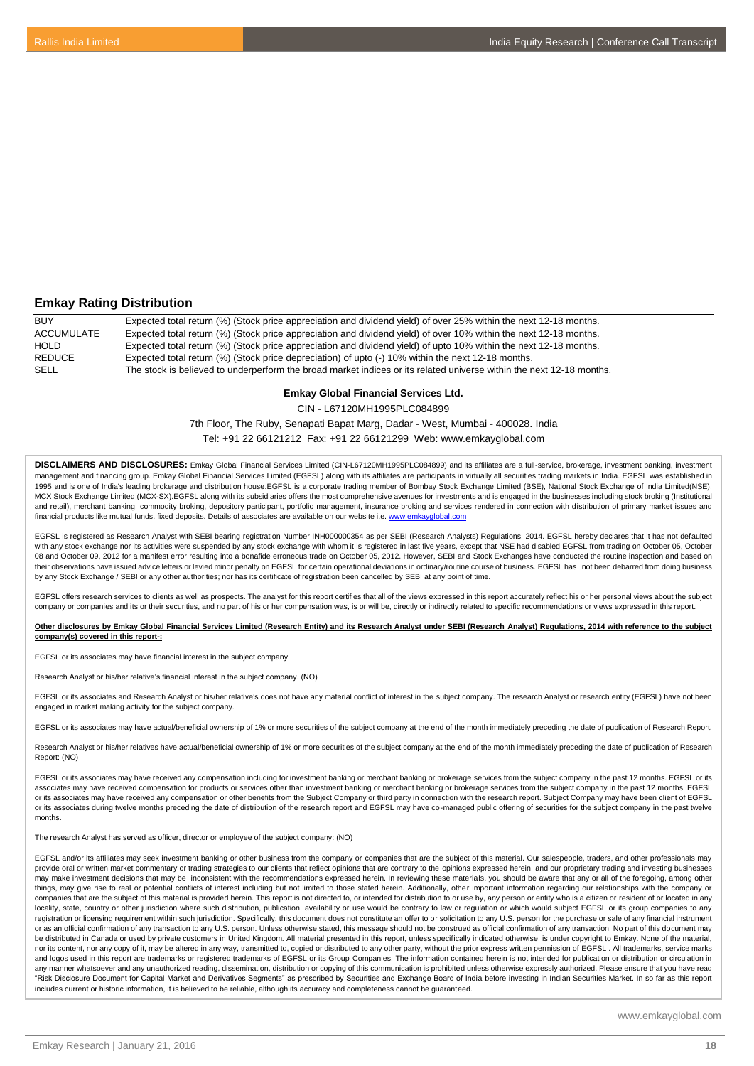## Emkay Rating Distribution

| | |
|---|---|
| BUY | Expected total return (%) (Stock price appreciation and dividend yield) of over 25% within the next 12-18 months. |
| ACCUMULATE | Expected total return (%) (Stock price appreciation and dividend yield) of over 10% within the next 12-18 months. |
| HOLD | Expected total return (%) (Stock price appreciation and dividend yield) of upto 10% within the next 12-18 months. |
| REDUCE | Expected total return (%) (Stock price depreciation) of upto (-) 10% within the next 12-18 months. |
| SELL | The stock is believed to underperform the broad market indices or its related universe within the next 12-18 months. |

**Emkay Global Financial Services Ltd.**

CIN - L67120MH1995PLC084899

7th Floor, The Ruby, Senapati Bapat Marg, Dadar - West, Mumbai - 400028. India

Tel: +91 22 66121212 Fax: +91 22 66121299 Web: www.emkayglobal.com

**DISCLAIMERS AND DISCLOSURES:** Emkay Global Financial Services Limited (CIN-L67120MH1995PLC084899) and its affiliates are a full-service, brokerage, investment banking, investment management and financing group. Emkay Global Financial Services Limited (EGFSL) along with its affiliates are participants in virtually all securities trading markets in India. EGFSL was established in 1995 and is one of India's leading brokerage and distribution house.EGFSL is a corporate trading member of Bombay Stock Exchange Limited (BSE), National Stock Exchange of India Limited(NSE), MCX Stock Exchange Limited (MCX-SX).EGFSL along with its subsidiaries offers the most comprehensive avenues for investments and is engaged in the businesses including stock broking (Institutional and retail), merchant banking, commodity broking, depository participant, portfolio management, insurance broking and services rendered in connection with distribution of primary market issues and financial products like mutual funds, fixed deposits. Details of associates are available on our website i.e. www.emkayglobal.com

EGFSL is registered as Research Analyst with SEBI bearing registration Number INH000000354 as per SEBI (Research Analysts) Regulations, 2014. EGFSL hereby declares that it has not defaulted with any stock exchange nor its activities were suspended by any stock exchange with whom it is registered in last five years, except that NSE had disabled EGFSL from trading on October 05, October 08 and October 09, 2012 for a manifest error resulting into a bonafide erroneous trade on October 05, 2012. However, SEBI and Stock Exchanges have conducted the routine inspection and based on their observations have issued advice letters or levied minor penalty on EGFSL for certain operational deviations in ordinary/routine course of business. EGFSL has not been debarred from doing business by any Stock Exchange / SEBI or any other authorities; nor has its certificate of registration been cancelled by SEBI at any point of time.

EGFSL offers research services to clients as well as prospects. The analyst for this report certifies that all of the views expressed in this report accurately reflect his or her personal views about the subject company or companies and its or their securities, and no part of his or her compensation was, is or will be, directly or indirectly related to specific recommendations or views expressed in this report.

**Other disclosures by Emkay Global Financial Services Limited (Research Entity) and its Research Analyst under SEBI (Research Analyst) Regulations, 2014 with reference to the subject company(s) covered in this report-:**

EGFSL or its associates may have financial interest in the subject company.

Research Analyst or his/her relative's financial interest in the subject company. (NO)

EGFSL or its associates and Research Analyst or his/her relative's does not have any material conflict of interest in the subject company. The research Analyst or research entity (EGFSL) have not been engaged in market making activity for the subject company.

EGFSL or its associates may have actual/beneficial ownership of 1% or more securities of the subject company at the end of the month immediately preceding the date of publication of Research Report.

Research Analyst or his/her relatives have actual/beneficial ownership of 1% or more securities of the subject company at the end of the month immediately preceding the date of publication of Research Report: (NO)

EGFSL or its associates may have received any compensation including for investment banking or merchant banking or brokerage services from the subject company in the past 12 months. EGFSL or its associates may have received compensation for products or services other than investment banking or merchant banking or brokerage services from the subject company in the past 12 months. EGFSL or its associates may have received any compensation or other benefits from the Subject Company or third party in connection with the research report. Subject Company may have been client of EGFSL or its associates during twelve months preceding the date of distribution of the research report and EGFSL may have co-managed public offering of securities for the subject company in the past twelve months.

The research Analyst has served as officer, director or employee of the subject company: (NO)

EGFSL and/or its affiliates may seek investment banking or other business from the company or companies that are the subject of this material. Our salespeople, traders, and other professionals may provide oral or written market commentary or trading strategies to our clients that reflect opinions that are contrary to the opinions expressed herein, and our proprietary trading and investing businesses may make investment decisions that may be inconsistent with the recommendations expressed herein. In reviewing these materials, you should be aware that any or all of the foregoing, among other things, may give rise to real or potential conflicts of interest including but not limited to those stated herein. Additionally, other important information regarding our relationships with the company or companies that are the subject of this material is provided herein. This report is not directed to, or intended for distribution to or use by, any person or entity who is a citizen or resident of or located in any locality, state, country or other jurisdiction where such distribution, publication, availability or use would be contrary to law or regulation or which would subject EGFSL or its group companies to any registration or licensing requirement within such jurisdiction. Specifically, this document does not constitute an offer to or solicitation to any U.S. person for the purchase or sale of any financial instrument or as an official confirmation of any transaction to any U.S. person. Unless otherwise stated, this message should not be construed as official confirmation of any transaction. No part of this document may be distributed in Canada or used by private customers in United Kingdom. All material presented in this report, unless specifically indicated otherwise, is under copyright to Emkay. None of the material, nor its content, nor any copy of it, may be altered in any way, transmitted to, copied or distributed to any other party, without the prior express written permission of EGFSL . All trademarks, service marks and logos used in this report are trademarks or registered trademarks of EGFSL or its Group Companies. The information contained herein is not intended for publication or distribution or circulation in any manner whatsoever and any unauthorized reading, dissemination, distribution or copying of this communication is prohibited unless otherwise expressly authorized. Please ensure that you have read "Risk Disclosure Document for Capital Market and Derivatives Segments" as prescribed by Securities and Exchange Board of India before investing in Indian Securities Market. In so far as this report includes current or historic information, it is believed to be reliable, although its accuracy and completeness cannot be guaranteed.